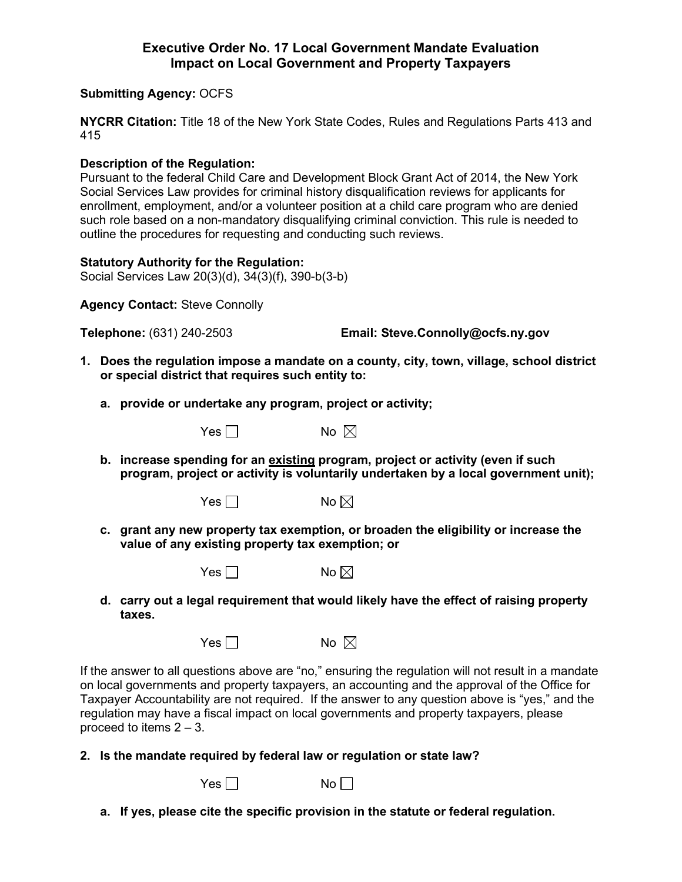# Executive Order No. 17 Local Government Mandate Evaluation
## Impact on Local Government and Property Taxpayers

**Submitting Agency:** OCFS

**NYCRR Citation:** Title 18 of the New York State Codes, Rules and Regulations Parts 413 and 415

**Description of the Regulation:**
Pursuant to the federal Child Care and Development Block Grant Act of 2014, the New York Social Services Law provides for criminal history disqualification reviews for applicants for enrollment, employment, and/or a volunteer position at a child care program who are denied such role based on a non-mandatory disqualifying criminal conviction. This rule is needed to outline the procedures for requesting and conducting such reviews.

**Statutory Authority for the Regulation:**
Social Services Law 20(3)(d), 34(3)(f), 390-b(3-b)

**Agency Contact:** Steve Connolly

**Telephone:** (631) 240-2503 **Email: Steve.Connolly@ocfs.ny.gov**

**1. Does the regulation impose a mandate on a county, city, town, village, school district or special district that requires such entity to:**

**a. provide or undertake any program, project or activity;**

Yes ☐ No ☒

**b. increase spending for an <u>existing</u> program, project or activity (even if such program, project or activity is voluntarily undertaken by a local government unit);**

Yes ☐ No ☒

**c. grant any new property tax exemption, or broaden the eligibility or increase the value of any existing property tax exemption; or**

Yes ☐ No ☒

**d. carry out a legal requirement that would likely have the effect of raising property taxes.**

Yes ☐ No ☒

If the answer to all questions above are "no," ensuring the regulation will not result in a mandate on local governments and property taxpayers, an accounting and the approval of the Office for Taxpayer Accountability are not required. If the answer to any question above is "yes," and the regulation may have a fiscal impact on local governments and property taxpayers, please proceed to items 2 – 3.

**2. Is the mandate required by federal law or regulation or state law?**

Yes ☐ No ☐

**a. If yes, please cite the specific provision in the statute or federal regulation.**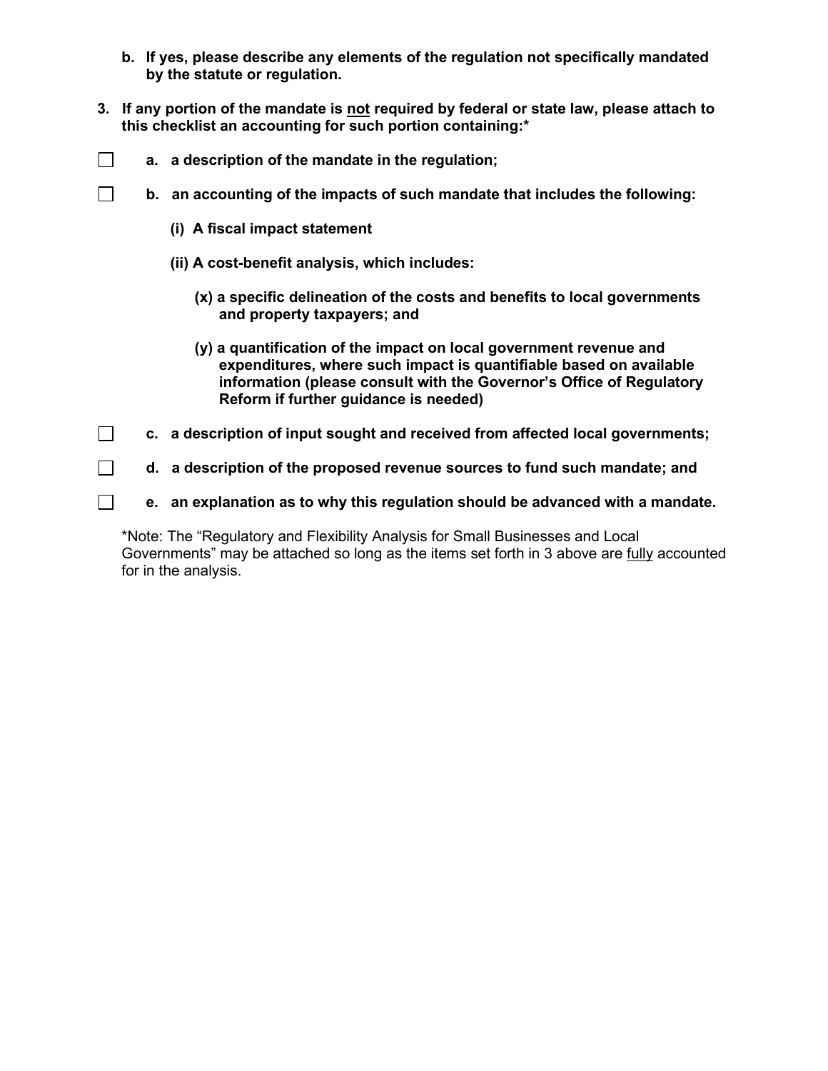**b. If yes, please describe any elements of the regulation not specifically mandated by the statute or regulation.**

**3. If any portion of the mandate is <u>not</u> required by federal or state law, please attach to this checklist an accounting for such portion containing:***

- [ ] **a. a description of the mandate in the regulation;**

- [ ] **b. an accounting of the impacts of such mandate that includes the following:**

  **(i) A fiscal impact statement**

  **(ii) A cost-benefit analysis, which includes:**

  **(x) a specific delineation of the costs and benefits to local governments and property taxpayers; and**

  **(y) a quantification of the impact on local government revenue and expenditures, where such impact is quantifiable based on available information (please consult with the Governor's Office of Regulatory Reform if further guidance is needed)**

- [ ] **c. a description of input sought and received from affected local governments;**

- [ ] **d. a description of the proposed revenue sources to fund such mandate; and**

- [ ] **e. an explanation as to why this regulation should be advanced with a mandate.**

*Note: The "Regulatory and Flexibility Analysis for Small Businesses and Local Governments" may be attached so long as the items set forth in 3 above are <u>fully</u> accounted for in the analysis.